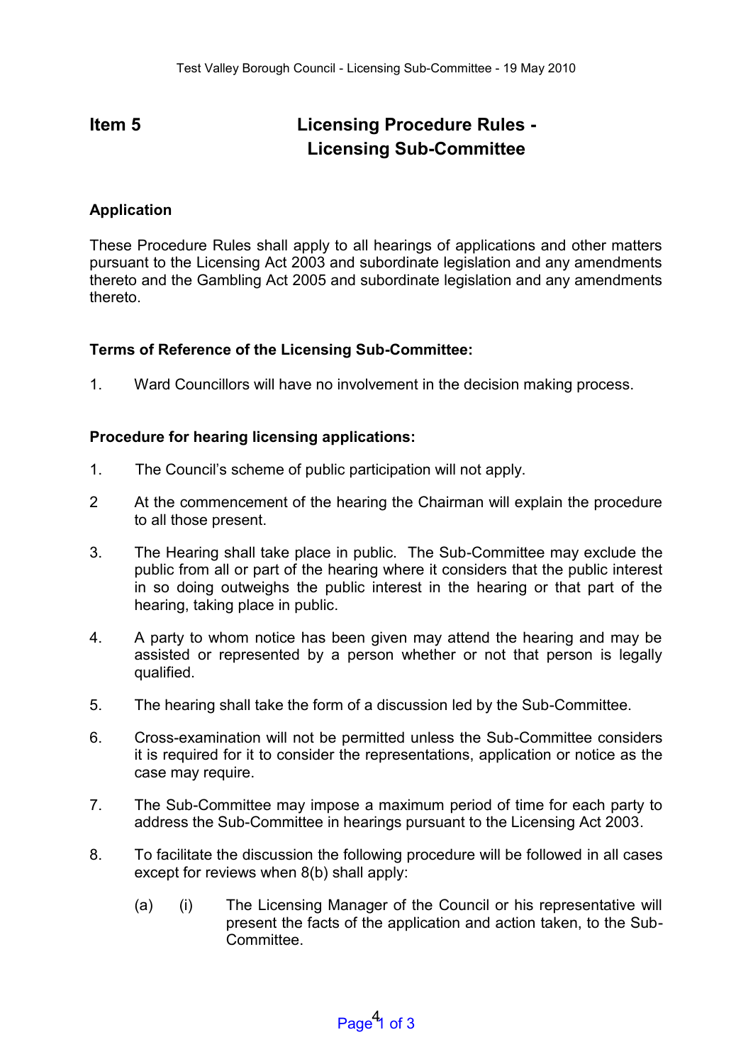# Item 5 Licensing Procedure Rules - Licensing Sub-Committee

## Application

These Procedure Rules shall apply to all hearings of applications and other matters pursuant to the Licensing Act 2003 and subordinate legislation and any amendments thereto and the Gambling Act 2005 and subordinate legislation and any amendments thereto.

## Terms of Reference of the Licensing Sub-Committee:

1. Ward Councillors will have no involvement in the decision making process.

## Procedure for hearing licensing applications:

1. The Council's scheme of public participation will not apply.

2 At the commencement of the hearing the Chairman will explain the procedure to all those present.

3. The Hearing shall take place in public. The Sub-Committee may exclude the public from all or part of the hearing where it considers that the public interest in so doing outweighs the public interest in the hearing or that part of the hearing, taking place in public.

4. A party to whom notice has been given may attend the hearing and may be assisted or represented by a person whether or not that person is legally qualified.

5. The hearing shall take the form of a discussion led by the Sub-Committee.

6. Cross-examination will not be permitted unless the Sub-Committee considers it is required for it to consider the representations, application or notice as the case may require.

7. The Sub-Committee may impose a maximum period of time for each party to address the Sub-Committee in hearings pursuant to the Licensing Act 2003.

8. To facilitate the discussion the following procedure will be followed in all cases except for reviews when 8(b) shall apply:

   (a) (i) The Licensing Manager of the Council or his representative will present the facts of the application and action taken, to the Sub-Committee.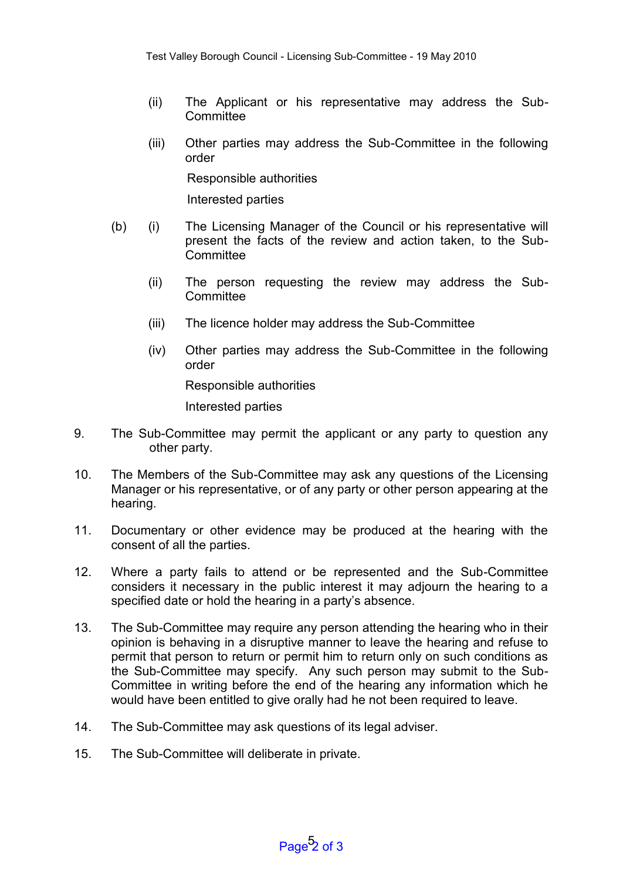(ii) The Applicant or his representative may address the Sub-Committee

(iii) Other parties may address the Sub-Committee in the following order

Responsible authorities

Interested parties

(b) (i) The Licensing Manager of the Council or his representative will present the facts of the review and action taken, to the Sub-Committee

(ii) The person requesting the review may address the Sub-Committee

(iii) The licence holder may address the Sub-Committee

(iv) Other parties may address the Sub-Committee in the following order

Responsible authorities

Interested parties

9. The Sub-Committee may permit the applicant or any party to question any other party.

10. The Members of the Sub-Committee may ask any questions of the Licensing Manager or his representative, or of any party or other person appearing at the hearing.

11. Documentary or other evidence may be produced at the hearing with the consent of all the parties.

12. Where a party fails to attend or be represented and the Sub-Committee considers it necessary in the public interest it may adjourn the hearing to a specified date or hold the hearing in a party's absence.

13. The Sub-Committee may require any person attending the hearing who in their opinion is behaving in a disruptive manner to leave the hearing and refuse to permit that person to return or permit him to return only on such conditions as the Sub-Committee may specify. Any such person may submit to the Sub-Committee in writing before the end of the hearing any information which he would have been entitled to give orally had he not been required to leave.

14. The Sub-Committee may ask questions of its legal adviser.

15. The Sub-Committee will deliberate in private.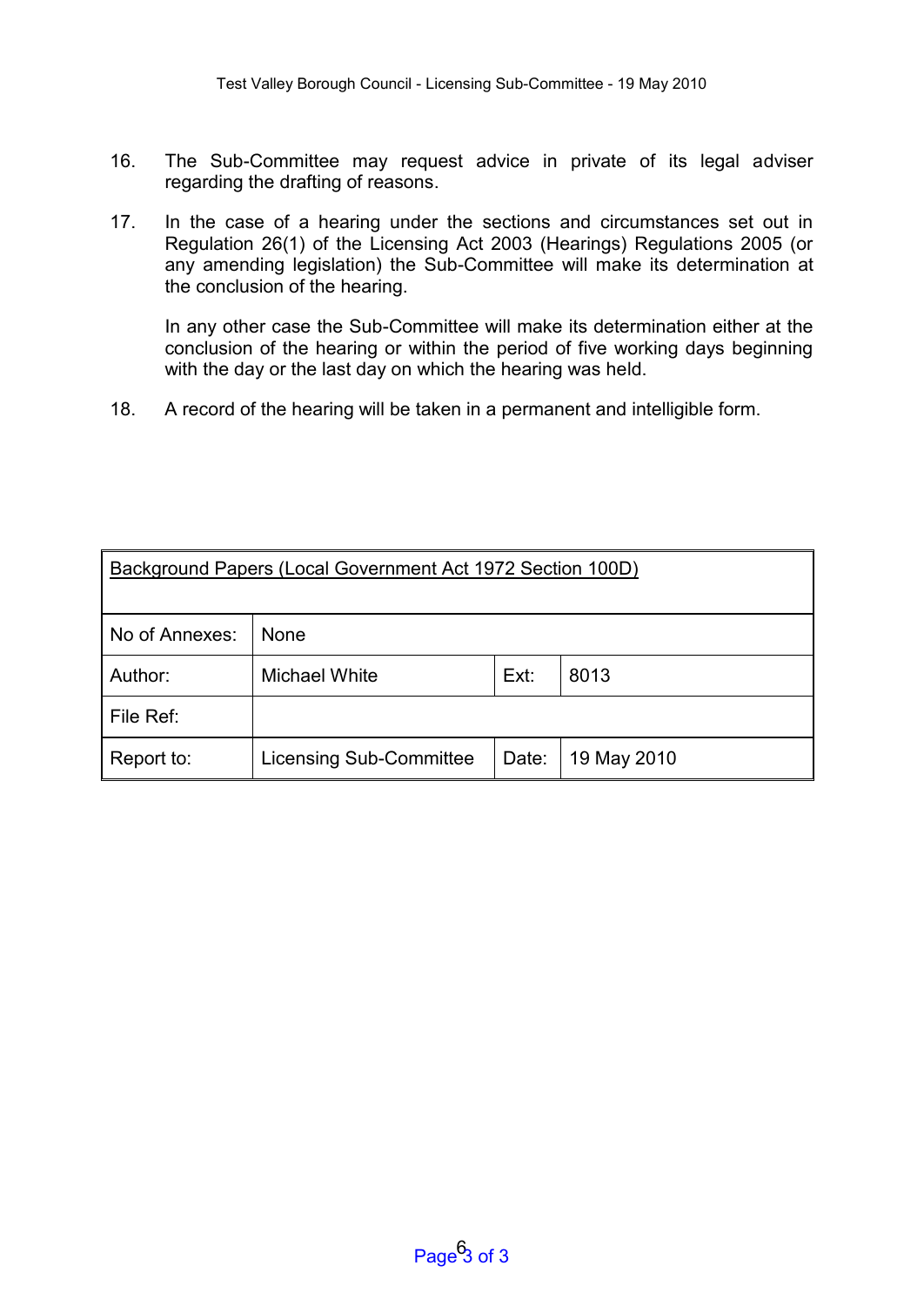16. The Sub-Committee may request advice in private of its legal adviser regarding the drafting of reasons.

17. In the case of a hearing under the sections and circumstances set out in Regulation 26(1) of the Licensing Act 2003 (Hearings) Regulations 2005 (or any amending legislation) the Sub-Committee will make its determination at the conclusion of the hearing.

    In any other case the Sub-Committee will make its determination either at the conclusion of the hearing or within the period of five working days beginning with the day or the last day on which the hearing was held.

18. A record of the hearing will be taken in a permanent and intelligible form.

| | | | |
|---|---|---|---|
| Background Papers (Local Government Act 1972 Section 100D) | | | |
| No of Annexes: | None | | |
| Author: | Michael White | Ext: | 8013 |
| File Ref: | | | |
| Report to: | Licensing Sub-Committee | Date: | 19 May 2010 |